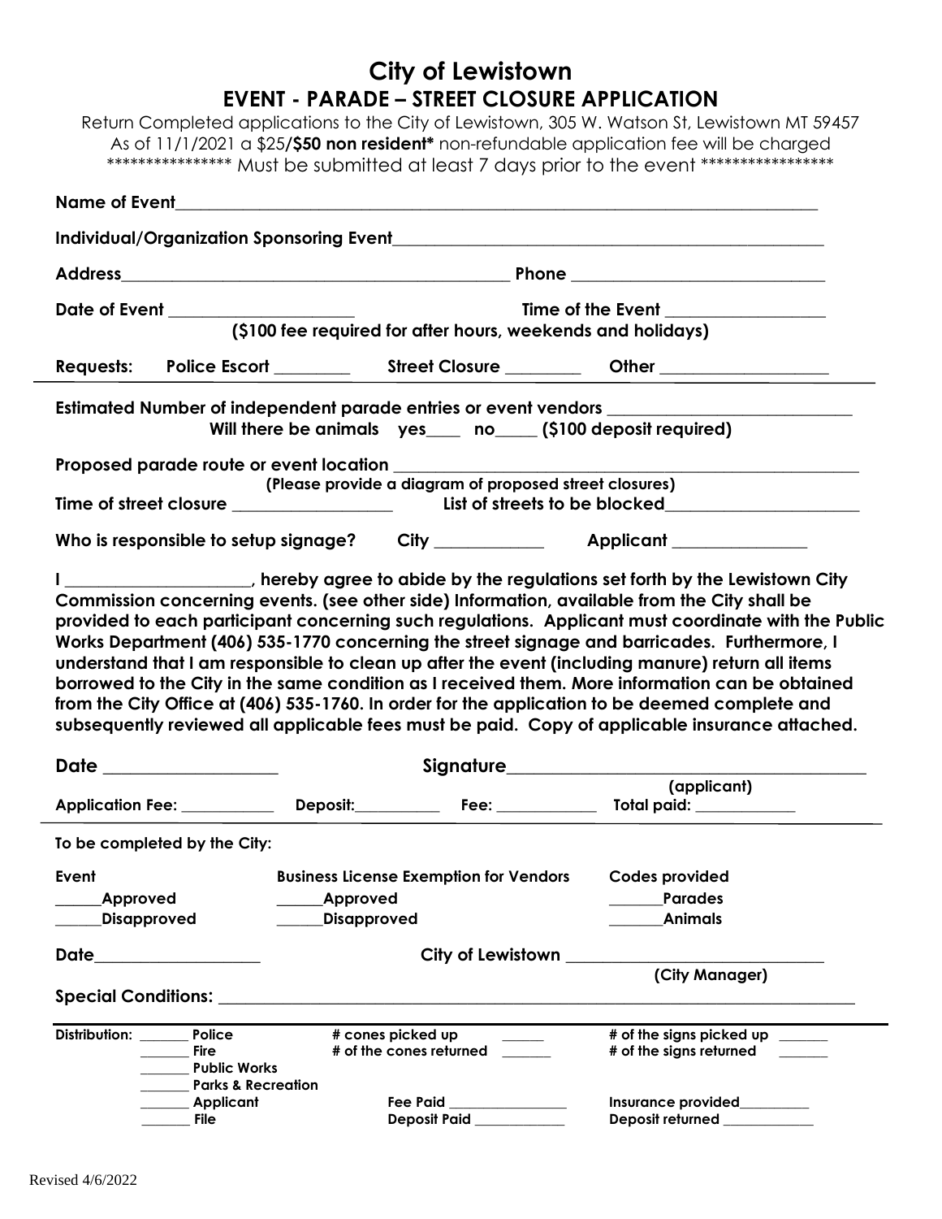# City of Lewistown

## EVENT - PARADE – STREET CLOSURE APPLICATION

Return Completed applications to the City of Lewistown, 305 W. Watson St, Lewistown MT 59457

As of 11/1/2021 a $25/**$50 non resident*** non-refundable application fee will be charged

**************** Must be submitted at least 7 days prior to the event *****************

**Name of Event**______________________________________________________________

**Individual/Organization Sponsoring Event**_____________________________________________

**Address**________________________________________ **Phone** ___________________________

**Date of Event** ____________________ **Time of the Event** _________________

**($100 fee required for after hours, weekends and holidays)**

**Requests:** **Police Escort** ________ **Street Closure** ________ **Other** __________________

**Estimated Number of independent parade entries or event vendors** __________________________

**Will there be animals yes____ no_____ ($100 deposit required)**

**Proposed parade route or event location** ________________________________________________

**(Please provide a diagram of proposed street closures)**

**Time of street closure** _________________ **List of streets to be blocked**____________________

**Who is responsible to setup signage?** **City** ____________ **Applicant** _______________

**I ____________________, hereby agree to abide by the regulations set forth by the Lewistown City Commission concerning events. (see other side) Information, available from the City shall be provided to each participant concerning such regulations. Applicant must coordinate with the Public Works Department (406) 535-1770 concerning the street signage and barricades. Furthermore, I understand that I am responsible to clean up after the event (including manure) return all items borrowed to the City in the same condition as I received them. More information can be obtained from the City Office at (406) 535-1760. In order for the application to be deemed complete and subsequently reviewed all applicable fees must be paid. Copy of applicable insurance attached.**

**Date** __________________ **Signature**______________________________________

**(applicant)**

**Application Fee:** ___________ **Deposit:**__________ **Fee:** ____________ **Total paid:** ____________

**To be completed by the City:**

| **Event** | **Business License Exemption for Vendors** | **Codes provided** |
|---|---|---|
| ______**Approved** | ______**Approved** | _______**Parades** |
| ______**Disapproved** | ______**Disapproved** | _______**Animals** |

**Date**___________________ **City of Lewistown** ____________________________

**(City Manager)**

**Special Conditions:** ______________________________________________________________

**Distribution:**
- _______ **Police**
- _______ **Fire**
- _______ **Public Works**
- _______ **Parks & Recreation**
- _______ **Applicant**
- _______ **File**

**# cones picked up** ______
**# of the cones returned** ______

**# of the signs picked up** ______
**# of the signs returned** ______

**Fee Paid** _______________
**Deposit Paid** ____________

**Insurance provided**_________
**Deposit returned** ____________

Revised 4/6/2022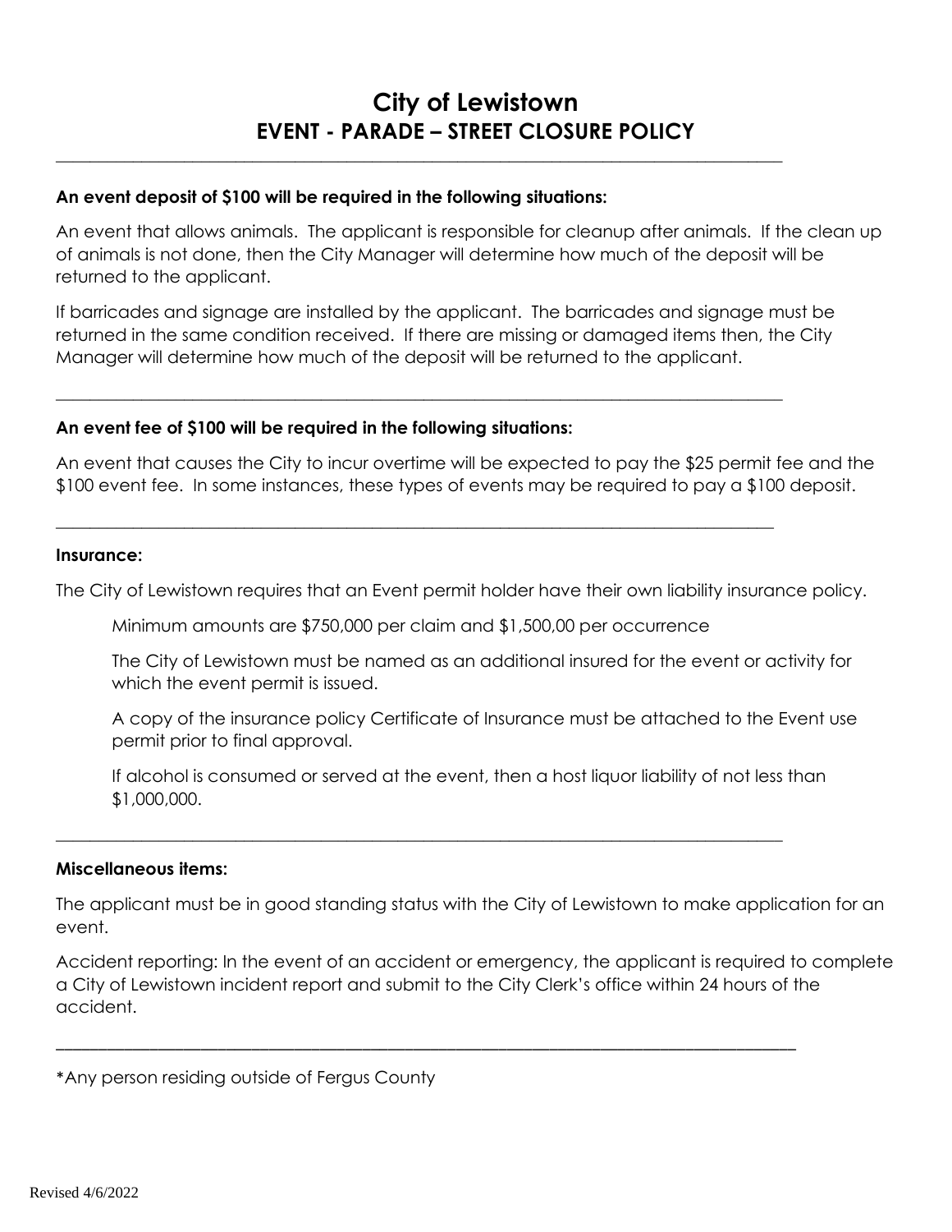# City of Lewistown

## EVENT - PARADE – STREET CLOSURE POLICY

---

**An event deposit of $100 will be required in the following situations:**

An event that allows animals. The applicant is responsible for cleanup after animals. If the clean up of animals is not done, then the City Manager will determine how much of the deposit will be returned to the applicant.

If barricades and signage are installed by the applicant. The barricades and signage must be returned in the same condition received. If there are missing or damaged items then, the City Manager will determine how much of the deposit will be returned to the applicant.

---

**An event fee of $100 will be required in the following situations:**

An event that causes the City to incur overtime will be expected to pay the $25 permit fee and the $100 event fee. In some instances, these types of events may be required to pay a $100 deposit.

---

**Insurance:**

The City of Lewistown requires that an Event permit holder have their own liability insurance policy.

Minimum amounts are $750,000 per claim and $1,500,00 per occurrence

The City of Lewistown must be named as an additional insured for the event or activity for which the event permit is issued.

A copy of the insurance policy Certificate of Insurance must be attached to the Event use permit prior to final approval.

If alcohol is consumed or served at the event, then a host liquor liability of not less than $1,000,000.

---

**Miscellaneous items:**

The applicant must be in good standing status with the City of Lewistown to make application for an event.

Accident reporting: In the event of an accident or emergency, the applicant is required to complete a City of Lewistown incident report and submit to the City Clerk's office within 24 hours of the accident.

---

*Any person residing outside of Fergus County

Revised 4/6/2022